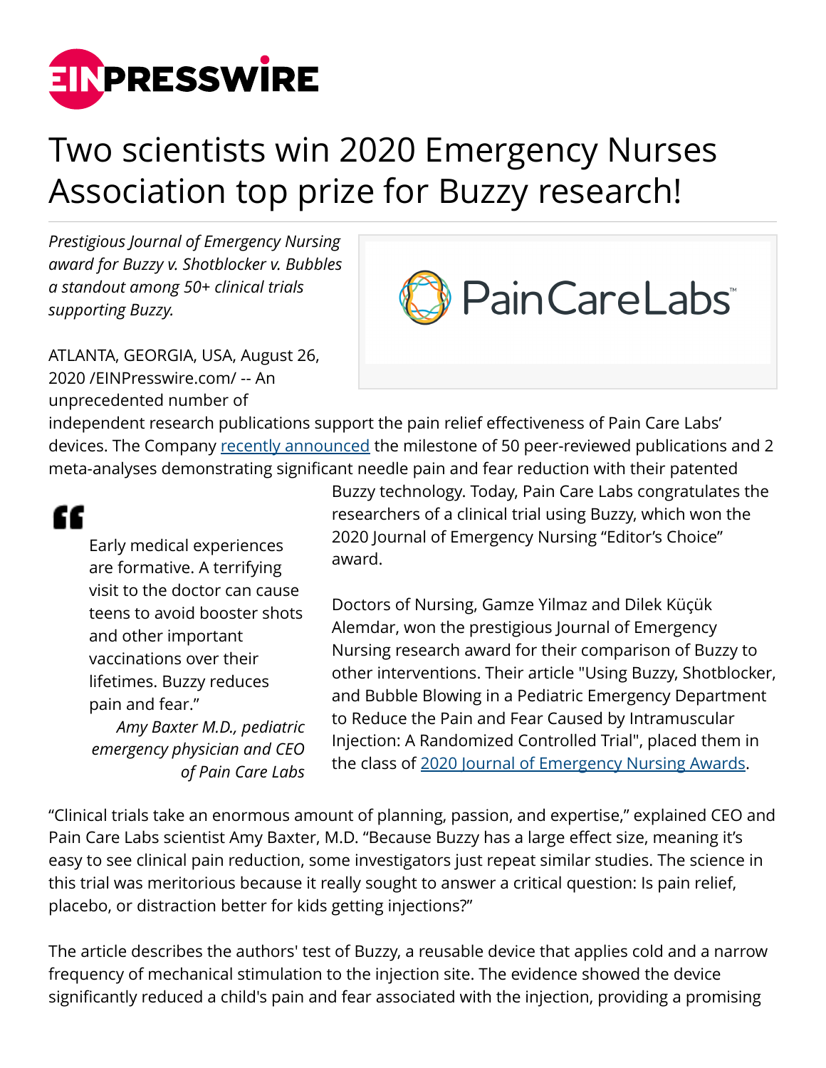# Two scientists win 2020 Emergency Nurses Association top prize for Buzzy research!

*Prestigious Journal of Emergency Nursing award for Buzzy v. Shotblocker v. Bubbles a standout among 50+ clinical trials supporting Buzzy.*

ATLANTA, GEORGIA, USA, August 26, 2020 /EINPresswire.com/ -- An unprecedented number of independent research publications support the pain relief effectiveness of Pain Care Labs' devices. The Company recently announced the milestone of 50 peer-reviewed publications and 2 meta-analyses demonstrating significant needle pain and fear reduction with their patented Buzzy technology. Today, Pain Care Labs congratulates the researchers of a clinical trial using Buzzy, which won the 2020 Journal of Emergency Nursing "Editor's Choice" award.

> Early medical experiences are formative. A terrifying visit to the doctor can cause teens to avoid booster shots and other important vaccinations over their lifetimes. Buzzy reduces pain and fear."
>
> *Amy Baxter M.D., pediatric emergency physician and CEO of Pain Care Labs*

Doctors of Nursing, Gamze Yilmaz and Dilek Küçük Alemdar, won the prestigious Journal of Emergency Nursing research award for their comparison of Buzzy to other interventions. Their article "Using Buzzy, Shotblocker, and Bubble Blowing in a Pediatric Emergency Department to Reduce the Pain and Fear Caused by Intramuscular Injection: A Randomized Controlled Trial", placed them in the class of 2020 Journal of Emergency Nursing Awards.

"Clinical trials take an enormous amount of planning, passion, and expertise," explained CEO and Pain Care Labs scientist Amy Baxter, M.D. "Because Buzzy has a large effect size, meaning it's easy to see clinical pain reduction, some investigators just repeat similar studies. The science in this trial was meritorious because it really sought to answer a critical question: Is pain relief, placebo, or distraction better for kids getting injections?"

The article describes the authors' test of Buzzy, a reusable device that applies cold and a narrow frequency of mechanical stimulation to the injection site. The evidence showed the device significantly reduced a child's pain and fear associated with the injection, providing a promising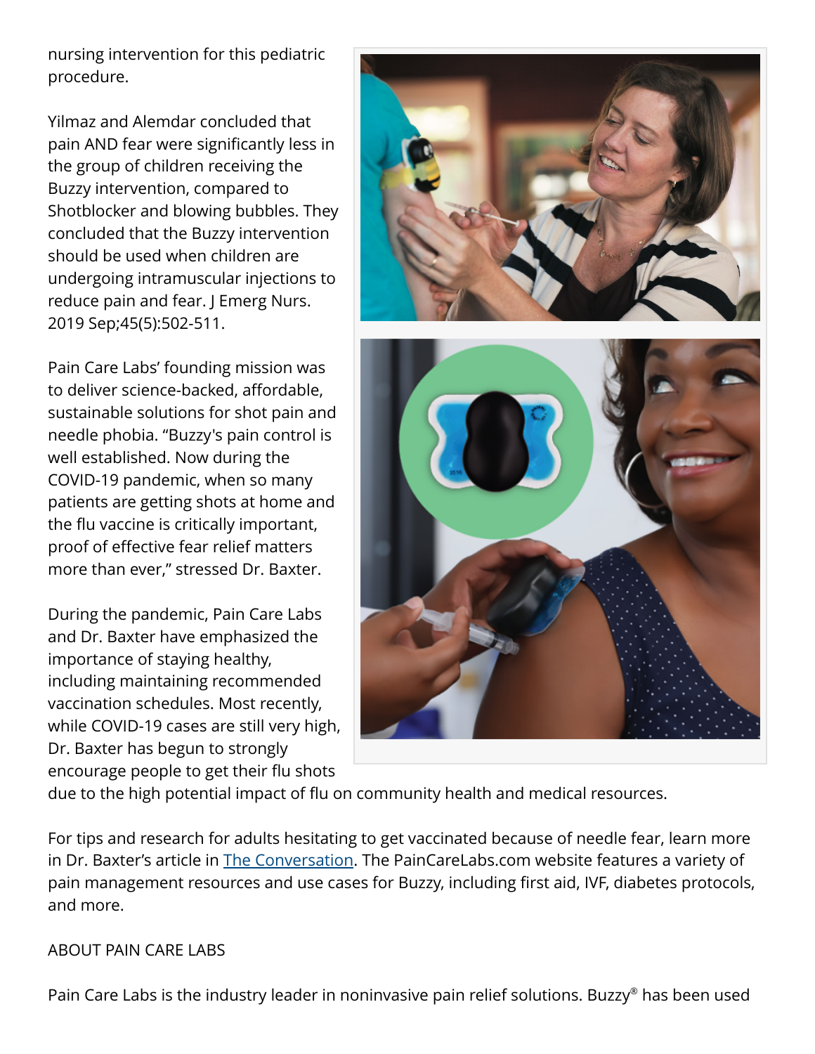nursing intervention for this pediatric procedure.

Yilmaz and Alemdar concluded that pain AND fear were significantly less in the group of children receiving the Buzzy intervention, compared to Shotblocker and blowing bubbles. They concluded that the Buzzy intervention should be used when children are undergoing intramuscular injections to reduce pain and fear. J Emerg Nurs. 2019 Sep;45(5):502-511.

Pain Care Labs' founding mission was to deliver science-backed, affordable, sustainable solutions for shot pain and needle phobia. "Buzzy's pain control is well established. Now during the COVID-19 pandemic, when so many patients are getting shots at home and the flu vaccine is critically important, proof of effective fear relief matters more than ever," stressed Dr. Baxter.

During the pandemic, Pain Care Labs and Dr. Baxter have emphasized the importance of staying healthy, including maintaining recommended vaccination schedules. Most recently, while COVID-19 cases are still very high, Dr. Baxter has begun to strongly encourage people to get their flu shots due to the high potential impact of flu on community health and medical resources.

For tips and research for adults hesitating to get vaccinated because of needle fear, learn more in Dr. Baxter's article in The Conversation. The PainCareLabs.com website features a variety of pain management resources and use cases for Buzzy, including first aid, IVF, diabetes protocols, and more.

ABOUT PAIN CARE LABS

Pain Care Labs is the industry leader in noninvasive pain relief solutions. Buzzy® has been used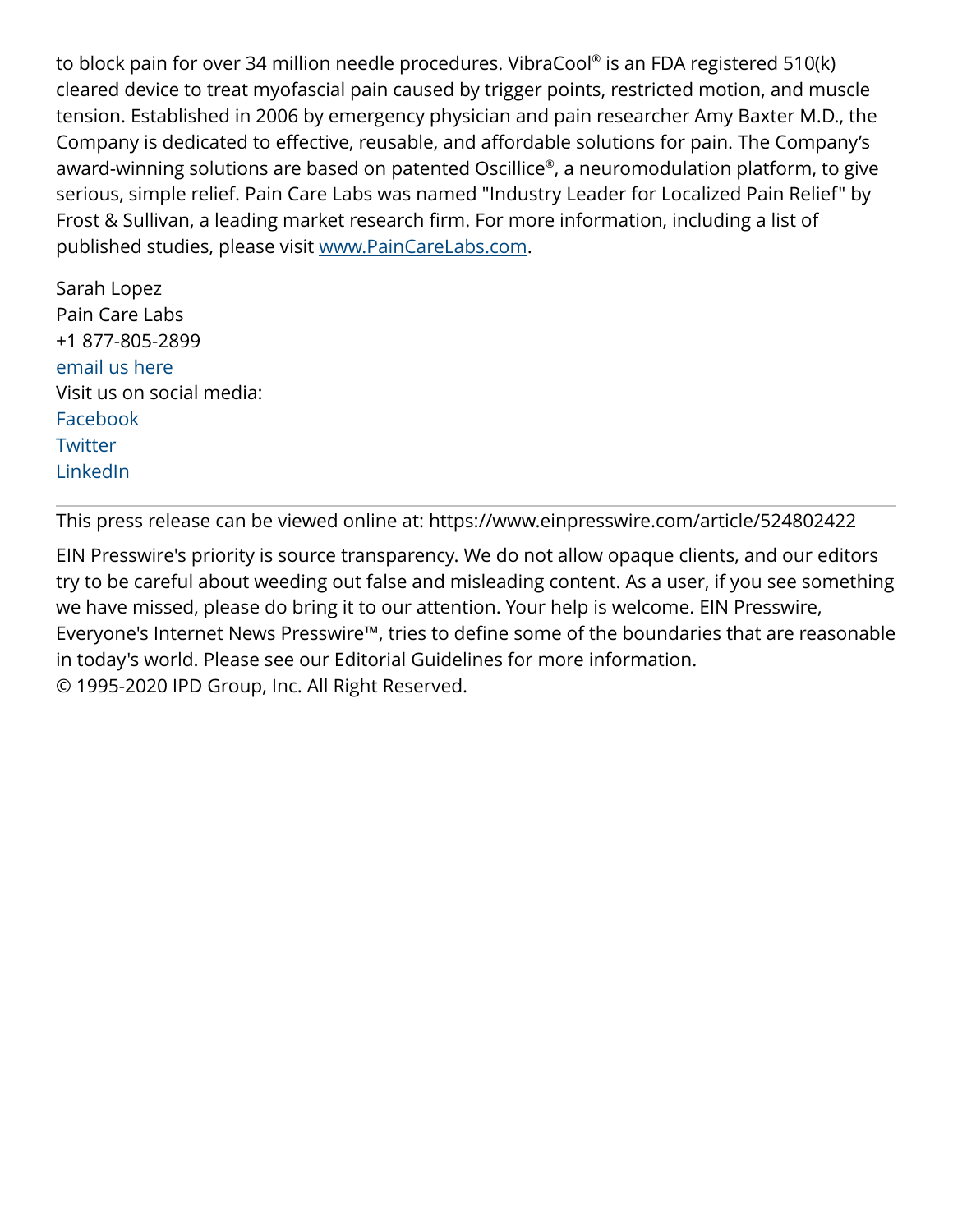to block pain for over 34 million needle procedures. VibraCool® is an FDA registered 510(k) cleared device to treat myofascial pain caused by trigger points, restricted motion, and muscle tension. Established in 2006 by emergency physician and pain researcher Amy Baxter M.D., the Company is dedicated to effective, reusable, and affordable solutions for pain. The Company's award-winning solutions are based on patented Oscillice®, a neuromodulation platform, to give serious, simple relief. Pain Care Labs was named "Industry Leader for Localized Pain Relief" by Frost & Sullivan, a leading market research firm. For more information, including a list of published studies, please visit [www.PainCareLabs.com](www.PainCareLabs.com).

Sarah Lopez
Pain Care Labs
+1 877-805-2899
email us here
Visit us on social media:
Facebook
Twitter
LinkedIn

---

This press release can be viewed online at: https://www.einpresswire.com/article/524802422

EIN Presswire's priority is source transparency. We do not allow opaque clients, and our editors try to be careful about weeding out false and misleading content. As a user, if you see something we have missed, please do bring it to our attention. Your help is welcome. EIN Presswire, Everyone's Internet News Presswire™, tries to define some of the boundaries that are reasonable in today's world. Please see our Editorial Guidelines for more information.
© 1995-2020 IPD Group, Inc. All Right Reserved.